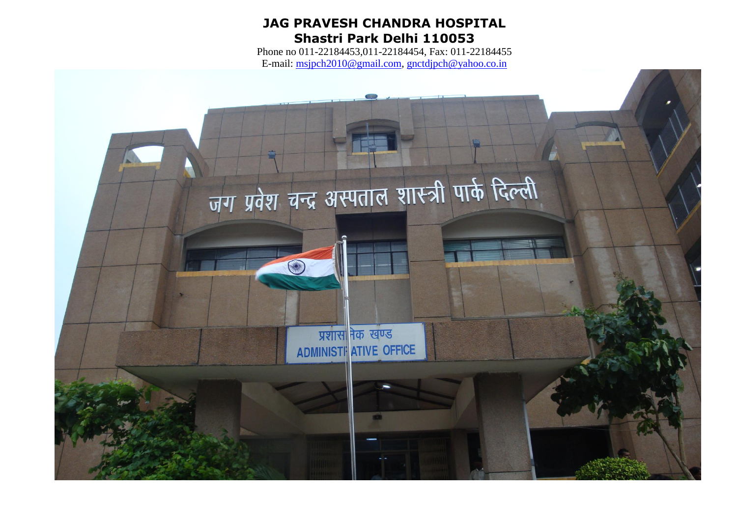# JAG PRAVESH CHANDRA HOSPITAL
## Shastri Park Delhi 110053

Phone no 011-22184453,011-22184454, Fax: 011-22184455

E-mail: msjpch2010@gmail.com, gnctdjpch@yahoo.co.in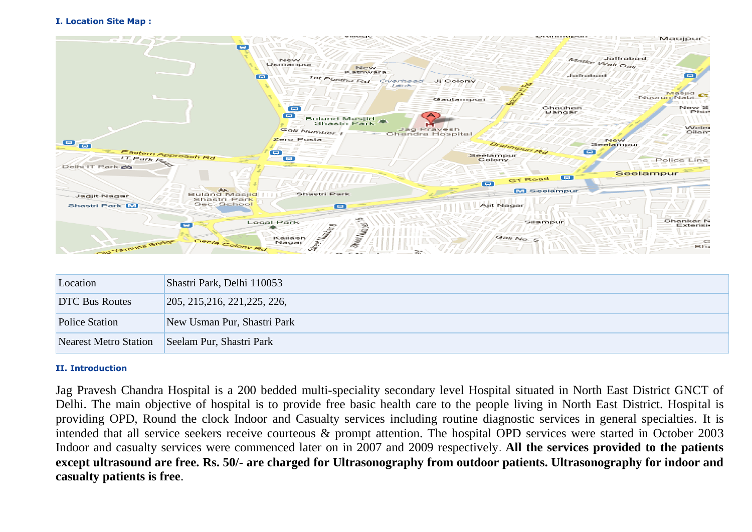**I. Location Site Map :**

| Location | Shastri Park, Delhi 110053 |
| --- | --- |
| DTC Bus Routes | 205, 215,216, 221,225, 226, |
| Police Station | New Usman Pur, Shastri Park |
| Nearest Metro Station | Seelam Pur, Shastri Park |

**II. Introduction**

Jag Pravesh Chandra Hospital is a 200 bedded multi-speciality secondary level Hospital situated in North East District GNCT of Delhi. The main objective of hospital is to provide free basic health care to the people living in North East District. Hospital is providing OPD, Round the clock Indoor and Casualty services including routine diagnostic services in general specialties. It is intended that all service seekers receive courteous & prompt attention. The hospital OPD services were started in October 2003 Indoor and casualty services were commenced later on in 2007 and 2009 respectively. **All the services provided to the patients except ultrasound are free. Rs. 50/- are charged for Ultrasonography from outdoor patients. Ultrasonography for indoor and casualty patients is free**.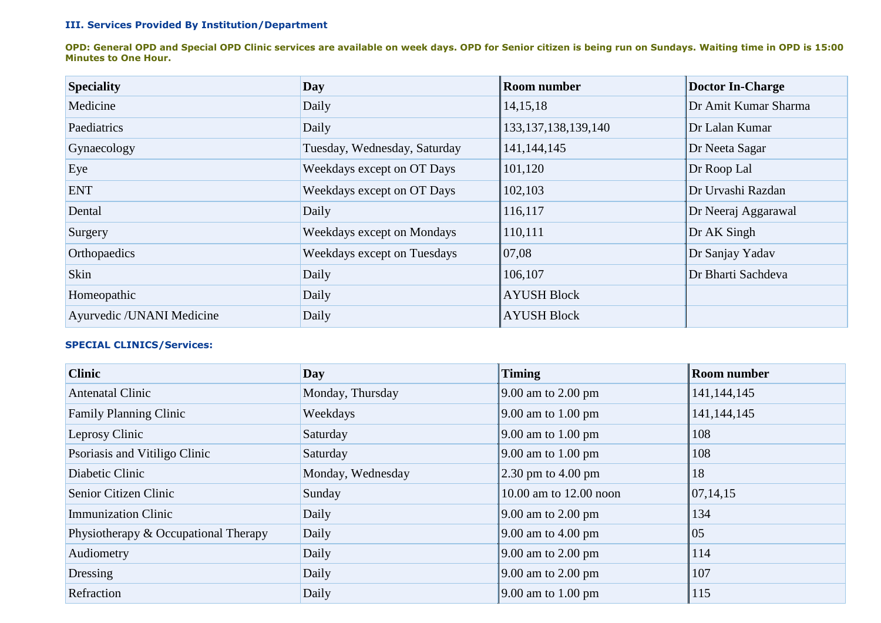### III. Services Provided By Institution/Department

**OPD: General OPD and Special OPD Clinic services are available on week days. OPD for Senior citizen is being run on Sundays. Waiting time in OPD is 15:00 Minutes to One Hour.**

| Speciality | Day | Room number | Doctor In-Charge |
|---|---|---|---|
| Medicine | Daily | 14,15,18 | Dr Amit Kumar Sharma |
| Paediatrics | Daily | 133,137,138,139,140 | Dr Lalan Kumar |
| Gynaecology | Tuesday, Wednesday, Saturday | 141,144,145 | Dr Neeta Sagar |
| Eye | Weekdays except on OT Days | 101,120 | Dr Roop Lal |
| ENT | Weekdays except on OT Days | 102,103 | Dr Urvashi Razdan |
| Dental | Daily | 116,117 | Dr Neeraj Aggarawal |
| Surgery | Weekdays except on Mondays | 110,111 | Dr AK Singh |
| Orthopaedics | Weekdays except on Tuesdays | 07,08 | Dr Sanjay Yadav |
| Skin | Daily | 106,107 | Dr Bharti Sachdeva |
| Homeopathic | Daily | AYUSH Block | |
| Ayurvedic /UNANI Medicine | Daily | AYUSH Block | |

**SPECIAL CLINICS/Services:**

| Clinic | Day | Timing | Room number |
|---|---|---|---|
| Antenatal Clinic | Monday, Thursday | 9.00 am to 2.00 pm | 141,144,145 |
| Family Planning Clinic | Weekdays | 9.00 am to 1.00 pm | 141,144,145 |
| Leprosy Clinic | Saturday | 9.00 am to 1.00 pm | 108 |
| Psoriasis and Vitiligo Clinic | Saturday | 9.00 am to 1.00 pm | 108 |
| Diabetic Clinic | Monday, Wednesday | 2.30 pm to 4.00 pm | 18 |
| Senior Citizen Clinic | Sunday | 10.00 am to 12.00 noon | 07,14,15 |
| Immunization Clinic | Daily | 9.00 am to 2.00 pm | 134 |
| Physiotherapy & Occupational Therapy | Daily | 9.00 am to 4.00 pm | 05 |
| Audiometry | Daily | 9.00 am to 2.00 pm | 114 |
| Dressing | Daily | 9.00 am to 2.00 pm | 107 |
| Refraction | Daily | 9.00 am to 1.00 pm | 115 |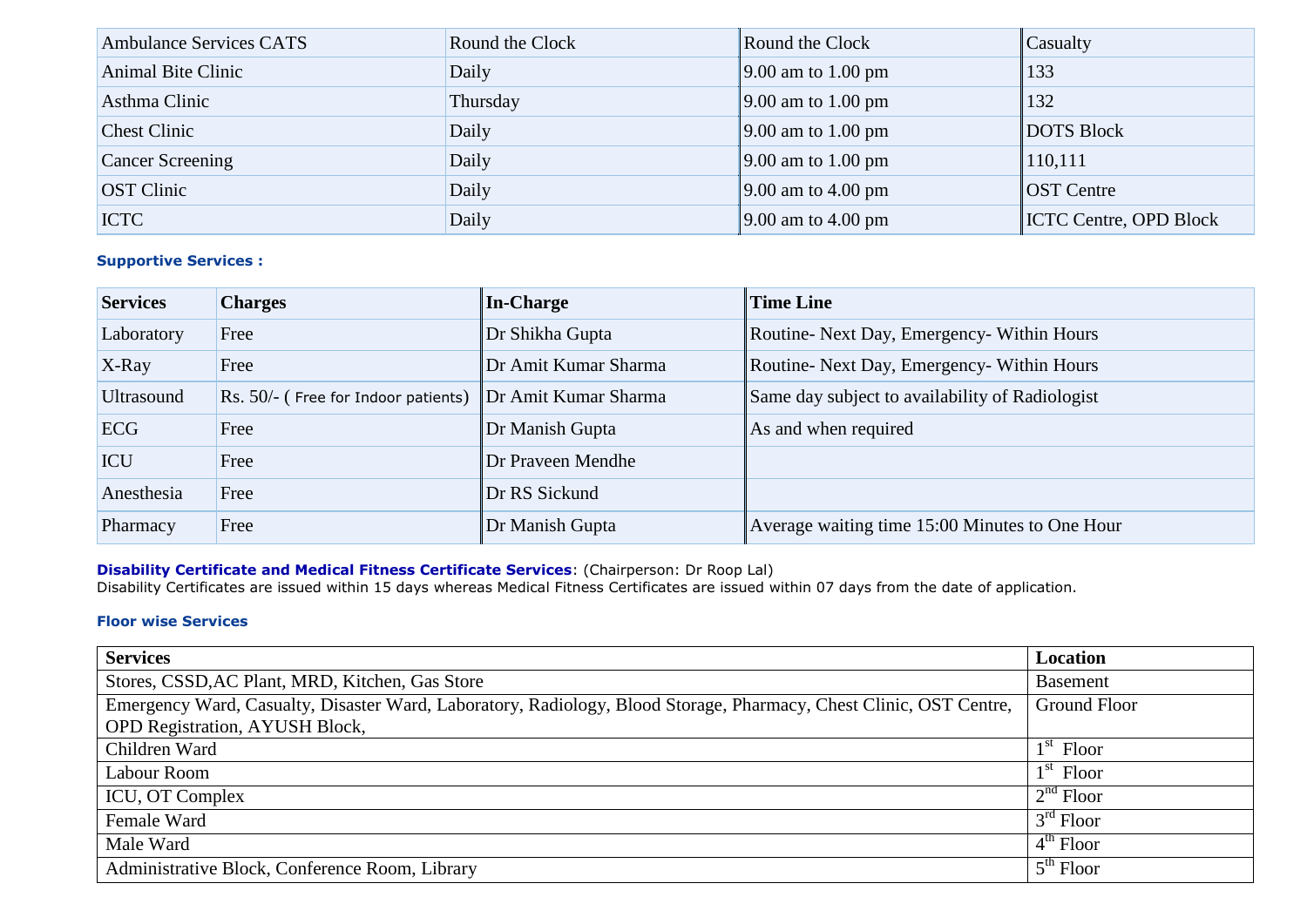| Ambulance Services CATS | Round the Clock | Round the Clock | Casualty |
|---|---|---|---|
| Animal Bite Clinic | Daily | 9.00 am to 1.00 pm | 133 |
| Asthma Clinic | Thursday | 9.00 am to 1.00 pm | 132 |
| Chest Clinic | Daily | 9.00 am to 1.00 pm | DOTS Block |
| Cancer Screening | Daily | 9.00 am to 1.00 pm | 110,111 |
| OST Clinic | Daily | 9.00 am to 4.00 pm | OST Centre |
| ICTC | Daily | 9.00 am to 4.00 pm | ICTC Centre, OPD Block |

**Supportive Services :**

| Services | Charges | In-Charge | Time Line |
|---|---|---|---|
| Laboratory | Free | Dr Shikha Gupta | Routine- Next Day, Emergency- Within Hours |
| X-Ray | Free | Dr Amit Kumar Sharma | Routine- Next Day, Emergency- Within Hours |
| Ultrasound | Rs. 50/- ( Free for Indoor patients) | Dr Amit Kumar Sharma | Same day subject to availability of Radiologist |
| ECG | Free | Dr Manish Gupta | As and when required |
| ICU | Free | Dr Praveen Mendhe | |
| Anesthesia | Free | Dr RS Sickund | |
| Pharmacy | Free | Dr Manish Gupta | Average waiting time 15:00 Minutes to One Hour |

**Disability Certificate and Medical Fitness Certificate Services**: (Chairperson: Dr Roop Lal)
Disability Certificates are issued within 15 days whereas Medical Fitness Certificates are issued within 07 days from the date of application.

**Floor wise Services**

| Services | Location |
|---|---|
| Stores, CSSD,AC Plant, MRD, Kitchen, Gas Store | Basement |
| Emergency Ward, Casualty, Disaster Ward, Laboratory, Radiology, Blood Storage, Pharmacy, Chest Clinic, OST Centre, OPD Registration, AYUSH Block, | Ground Floor |
| Children Ward | 1st Floor |
| Labour Room | 1st Floor |
| ICU, OT Complex | 2nd Floor |
| Female Ward | 3rd Floor |
| Male Ward | 4th Floor |
| Administrative Block, Conference Room, Library | 5th Floor |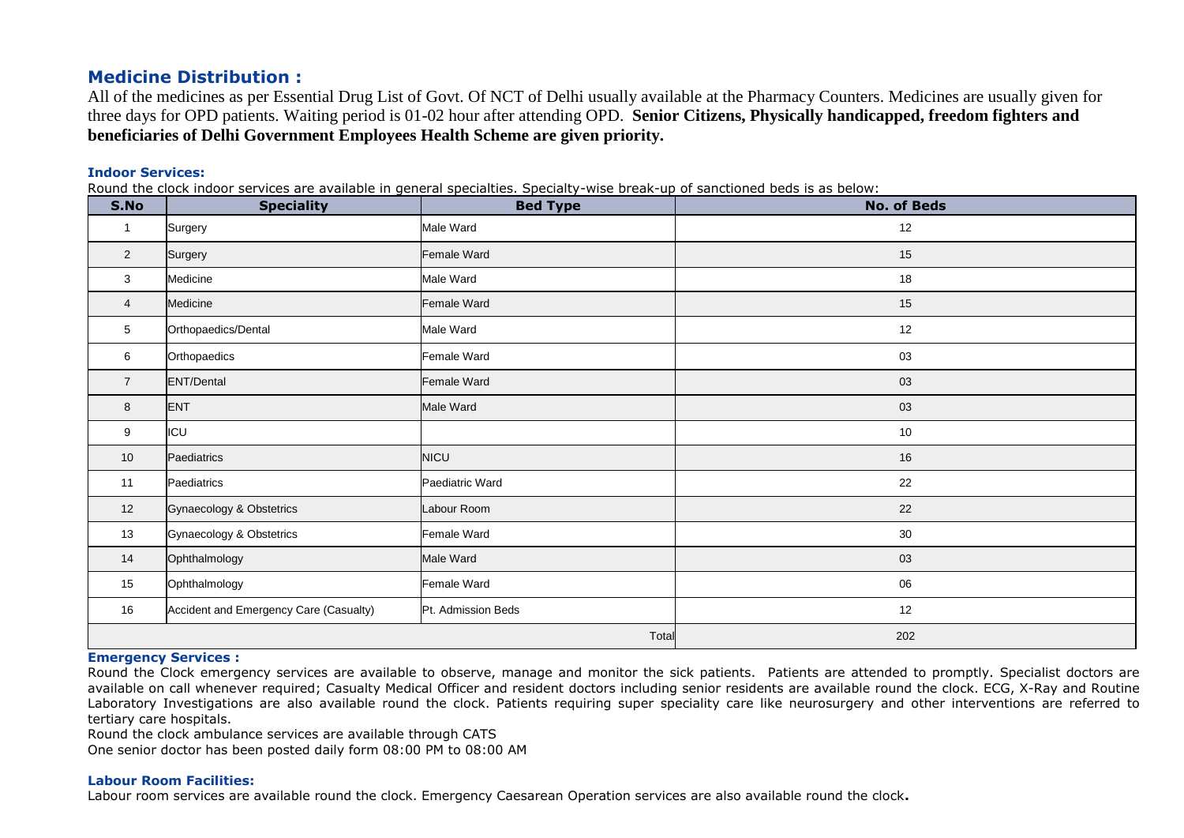## Medicine Distribution :

All of the medicines as per Essential Drug List of Govt. Of NCT of Delhi usually available at the Pharmacy Counters. Medicines are usually given for three days for OPD patients. Waiting period is 01-02 hour after attending OPD. **Senior Citizens, Physically handicapped, freedom fighters and beneficiaries of Delhi Government Employees Health Scheme are given priority.**

### Indoor Services:

Round the clock indoor services are available in general specialties. Specialty-wise break-up of sanctioned beds is as below:

| S.No | Speciality | Bed Type | No. of Beds |
|---|---|---|---|
| 1 | Surgery | Male Ward | 12 |
| 2 | Surgery | Female Ward | 15 |
| 3 | Medicine | Male Ward | 18 |
| 4 | Medicine | Female Ward | 15 |
| 5 | Orthopaedics/Dental | Male Ward | 12 |
| 6 | Orthopaedics | Female Ward | 03 |
| 7 | ENT/Dental | Female Ward | 03 |
| 8 | ENT | Male Ward | 03 |
| 9 | ICU | | 10 |
| 10 | Paediatrics | NICU | 16 |
| 11 | Paediatrics | Paediatric Ward | 22 |
| 12 | Gynaecology & Obstetrics | Labour Room | 22 |
| 13 | Gynaecology & Obstetrics | Female Ward | 30 |
| 14 | Ophthalmology | Male Ward | 03 |
| 15 | Ophthalmology | Female Ward | 06 |
| 16 | Accident and Emergency Care (Casualty) | Pt. Admission Beds | 12 |
| | | Total | 202 |

### Emergency Services :

Round the Clock emergency services are available to observe, manage and monitor the sick patients. Patients are attended to promptly. Specialist doctors are available on call whenever required; Casualty Medical Officer and resident doctors including senior residents are available round the clock. ECG, X-Ray and Routine Laboratory Investigations are also available round the clock. Patients requiring super speciality care like neurosurgery and other interventions are referred to tertiary care hospitals.

Round the clock ambulance services are available through CATS

One senior doctor has been posted daily form 08:00 PM to 08:00 AM

### Labour Room Facilities:

Labour room services are available round the clock. Emergency Caesarean Operation services are also available round the clock**.**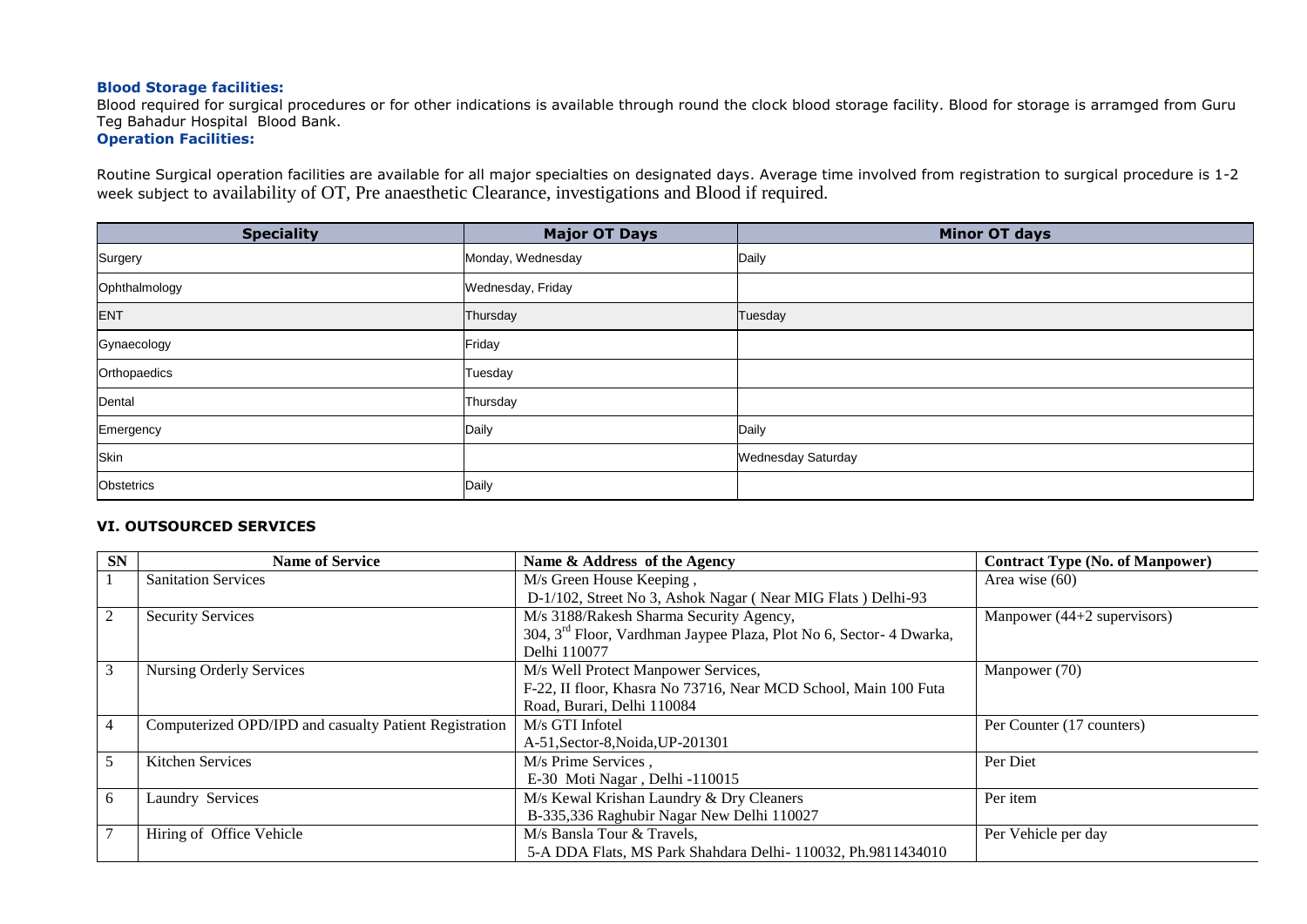**Blood Storage facilities:**

Blood required for surgical procedures or for other indications is available through round the clock blood storage facility. Blood for storage is arramged from Guru Teg Bahadur Hospital Blood Bank.

**Operation Facilities:**

Routine Surgical operation facilities are available for all major specialties on designated days. Average time involved from registration to surgical procedure is 1-2 week subject to availability of OT, Pre anaesthetic Clearance, investigations and Blood if required.

| Speciality | Major OT Days | Minor OT days |
|---|---|---|
| Surgery | Monday, Wednesday | Daily |
| Ophthalmology | Wednesday, Friday | |
| ENT | Thursday | Tuesday |
| Gynaecology | Friday | |
| Orthopaedics | Tuesday | |
| Dental | Thursday | |
| Emergency | Daily | Daily |
| Skin | | Wednesday Saturday |
| Obstetrics | Daily | |

## VI. OUTSOURCED SERVICES

| SN | Name of Service | Name & Address of the Agency | Contract Type (No. of Manpower) |
|---|---|---|---|
| 1 | Sanitation Services | M/s Green House Keeping , D-1/102, Street No 3, Ashok Nagar ( Near MIG Flats ) Delhi-93 | Area wise (60) |
| 2 | Security Services | M/s 3188/Rakesh Sharma Security Agency, 304, 3rd Floor, Vardhman Jaypee Plaza, Plot No 6, Sector- 4 Dwarka, Delhi 110077 | Manpower (44+2 supervisors) |
| 3 | Nursing Orderly Services | M/s Well Protect Manpower Services, F-22, II floor, Khasra No 73716, Near MCD School, Main 100 Futa Road, Burari, Delhi 110084 | Manpower (70) |
| 4 | Computerized OPD/IPD and casualty Patient Registration | M/s GTI Infotel A-51,Sector-8,Noida,UP-201301 | Per Counter (17 counters) |
| 5 | Kitchen Services | M/s Prime Services , E-30 Moti Nagar , Delhi -110015 | Per Diet |
| 6 | Laundry Services | M/s Kewal Krishan Laundry & Dry Cleaners B-335,336 Raghubir Nagar New Delhi 110027 | Per item |
| 7 | Hiring of Office Vehicle | M/s Bansla Tour & Travels, 5-A DDA Flats, MS Park Shahdara Delhi- 110032, Ph.9811434010 | Per Vehicle per day |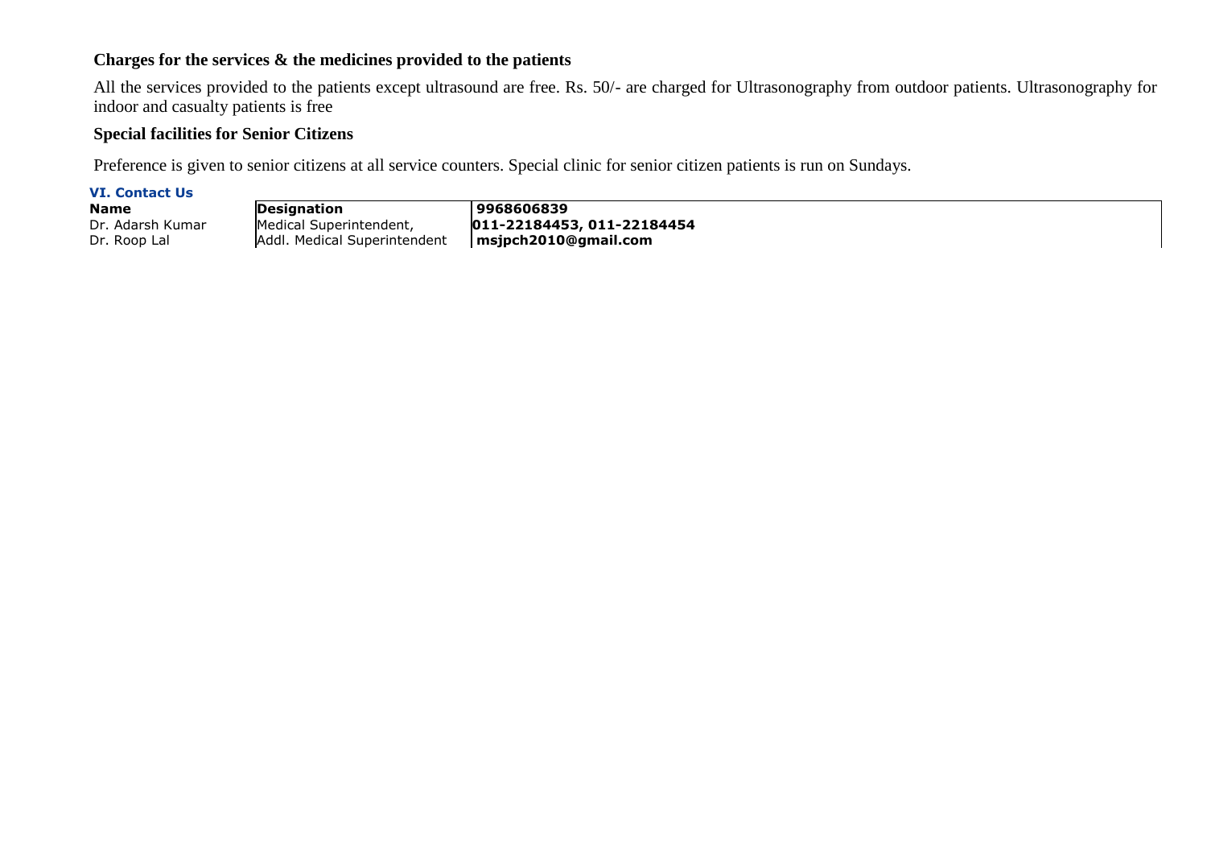### Charges for the services & the medicines provided to the patients

All the services provided to the patients except ultrasound are free. Rs. 50/- are charged for Ultrasonography from outdoor patients. Ultrasonography for indoor and casualty patients is free

### Special facilities for Senior Citizens

Preference is given to senior citizens at all service counters. Special clinic for senior citizen patients is run on Sundays.

## VI. Contact Us

| Name | Designation | 9968606839 |
|---|---|---|
| Dr. Adarsh Kumar | Medical Superintendent, | 011-22184453, 011-22184454 |
| Dr. Roop Lal | Addl. Medical Superintendent | msjpch2010@gmail.com |